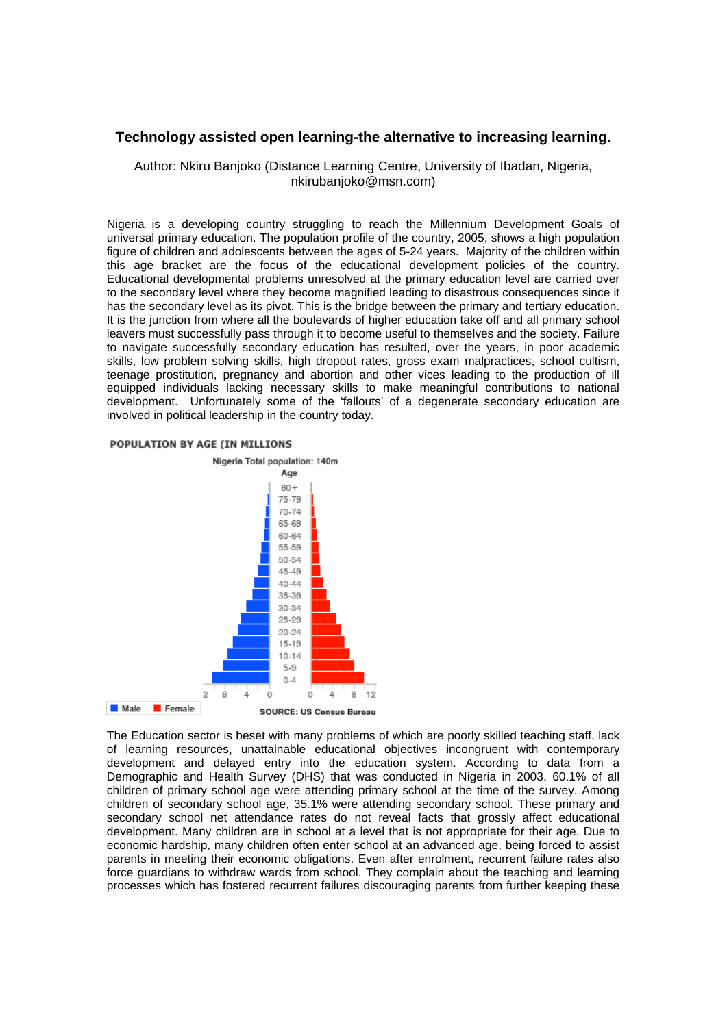# Technology assisted open learning-the alternative to increasing learning.

Author: Nkiru Banjoko (Distance Learning Centre, University of Ibadan, Nigeria, nkirubanjoko@msn.com)

Nigeria is a developing country struggling to reach the Millennium Development Goals of universal primary education. The population profile of the country, 2005, shows a high population figure of children and adolescents between the ages of 5-24 years. Majority of the children within this age bracket are the focus of the educational development policies of the country. Educational developmental problems unresolved at the primary education level are carried over to the secondary level where they become magnified leading to disastrous consequences since it has the secondary level as its pivot. This is the bridge between the primary and tertiary education. It is the junction from where all the boulevards of higher education take off and all primary school leavers must successfully pass through it to become useful to themselves and the society. Failure to navigate successfully secondary education has resulted, over the years, in poor academic skills, low problem solving skills, high dropout rates, gross exam malpractices, school cultism, teenage prostitution, pregnancy and abortion and other vices leading to the production of ill equipped individuals lacking necessary skills to make meaningful contributions to national development. Unfortunately some of the 'fallouts' of a degenerate secondary education are involved in political leadership in the country today.

POPULATION BY AGE (IN MILLIONS

Nigeria Total population: 140m

Age

80+
75-79
70-74
65-69
60-64
55-59
50-54
45-49
40-44
35-39
30-34
25-29
20-24
15-19
10-14
5-9
0-4

2 8 4 0 0 4 8 12

Male Female

SOURCE: US Census Bureau

The Education sector is beset with many problems of which are poorly skilled teaching staff, lack of learning resources, unattainable educational objectives incongruent with contemporary development and delayed entry into the education system. According to data from a Demographic and Health Survey (DHS) that was conducted in Nigeria in 2003, 60.1% of all children of primary school age were attending primary school at the time of the survey. Among children of secondary school age, 35.1% were attending secondary school. These primary and secondary school net attendance rates do not reveal facts that grossly affect educational development. Many children are in school at a level that is not appropriate for their age. Due to economic hardship, many children often enter school at an advanced age, being forced to assist parents in meeting their economic obligations. Even after enrolment, recurrent failure rates also force guardians to withdraw wards from school. They complain about the teaching and learning processes which has fostered recurrent failures discouraging parents from further keeping these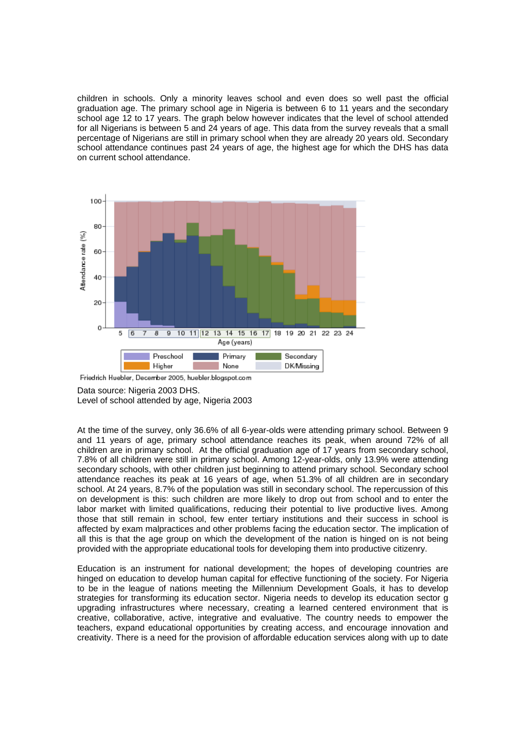children in schools. Only a minority leaves school and even does so well past the official graduation age. The primary school age in Nigeria is between 6 to 11 years and the secondary school age 12 to 17 years. The graph below however indicates that the level of school attended for all Nigerians is between 5 and 24 years of age. This data from the survey reveals that a small percentage of Nigerians are still in primary school when they are already 20 years old. Secondary school attendance continues past 24 years of age, the highest age for which the DHS has data on current school attendance.

Attendance rate (%)

100
80
60
40
20
0

5 6 7 8 9 10 11 12 13 14 15 16 17 18 19 20 21 22 23 24

Age (years)

Preschool
Primary
Secondary
Higher
None
DK/Missing

Friedrich Huebler, December 2005, huebler.blogspot.com

Data source: Nigeria 2003 DHS.
Level of school attended by age, Nigeria 2003

At the time of the survey, only 36.6% of all 6-year-olds were attending primary school. Between 9 and 11 years of age, primary school attendance reaches its peak, when around 72% of all children are in primary school. At the official graduation age of 17 years from secondary school, 7.8% of all children were still in primary school. Among 12-year-olds, only 13.9% were attending secondary schools, with other children just beginning to attend primary school. Secondary school attendance reaches its peak at 16 years of age, when 51.3% of all children are in secondary school. At 24 years, 8.7% of the population was still in secondary school. The repercussion of this on development is this: such children are more likely to drop out from school and to enter the labor market with limited qualifications, reducing their potential to live productive lives. Among those that still remain in school, few enter tertiary institutions and their success in school is affected by exam malpractices and other problems facing the education sector. The implication of all this is that the age group on which the development of the nation is hinged on is not being provided with the appropriate educational tools for developing them into productive citizenry.

Education is an instrument for national development; the hopes of developing countries are hinged on education to develop human capital for effective functioning of the society. For Nigeria to be in the league of nations meeting the Millennium Development Goals, it has to develop strategies for transforming its education sector. Nigeria needs to develop its education sector g upgrading infrastructures where necessary, creating a learned centered environment that is creative, collaborative, active, integrative and evaluative. The country needs to empower the teachers, expand educational opportunities by creating access, and encourage innovation and creativity. There is a need for the provision of affordable education services along with up to date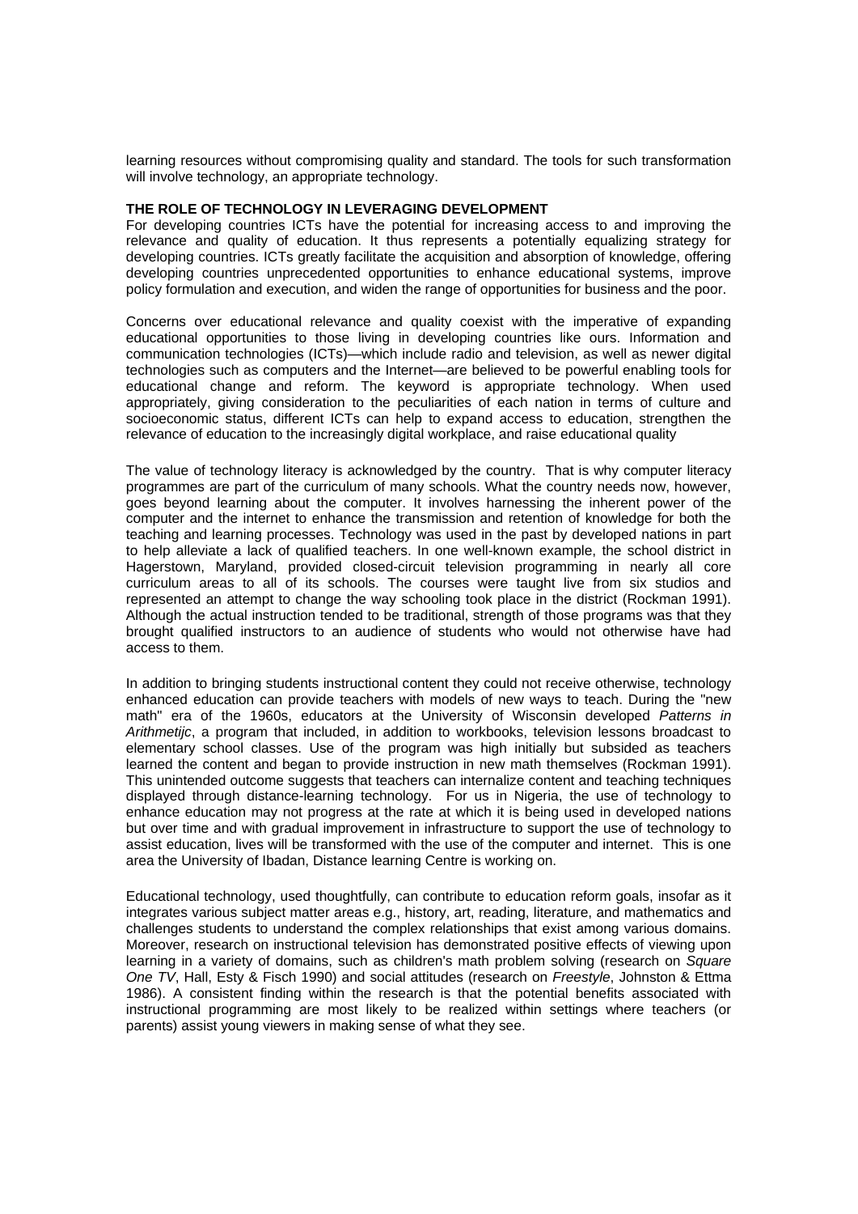learning resources without compromising quality and standard. The tools for such transformation will involve technology, an appropriate technology.

**THE ROLE OF TECHNOLOGY IN LEVERAGING DEVELOPMENT**

For developing countries ICTs have the potential for increasing access to and improving the relevance and quality of education. It thus represents a potentially equalizing strategy for developing countries. ICTs greatly facilitate the acquisition and absorption of knowledge, offering developing countries unprecedented opportunities to enhance educational systems, improve policy formulation and execution, and widen the range of opportunities for business and the poor.

Concerns over educational relevance and quality coexist with the imperative of expanding educational opportunities to those living in developing countries like ours. Information and communication technologies (ICTs)—which include radio and television, as well as newer digital technologies such as computers and the Internet—are believed to be powerful enabling tools for educational change and reform. The keyword is appropriate technology. When used appropriately, giving consideration to the peculiarities of each nation in terms of culture and socioeconomic status, different ICTs can help to expand access to education, strengthen the relevance of education to the increasingly digital workplace, and raise educational quality

The value of technology literacy is acknowledged by the country. That is why computer literacy programmes are part of the curriculum of many schools. What the country needs now, however, goes beyond learning about the computer. It involves harnessing the inherent power of the computer and the internet to enhance the transmission and retention of knowledge for both the teaching and learning processes. Technology was used in the past by developed nations in part to help alleviate a lack of qualified teachers. In one well-known example, the school district in Hagerstown, Maryland, provided closed-circuit television programming in nearly all core curriculum areas to all of its schools. The courses were taught live from six studios and represented an attempt to change the way schooling took place in the district (Rockman 1991). Although the actual instruction tended to be traditional, strength of those programs was that they brought qualified instructors to an audience of students who would not otherwise have had access to them.

In addition to bringing students instructional content they could not receive otherwise, technology enhanced education can provide teachers with models of new ways to teach. During the "new math" era of the 1960s, educators at the University of Wisconsin developed *Patterns in Arithmetijc*, a program that included, in addition to workbooks, television lessons broadcast to elementary school classes. Use of the program was high initially but subsided as teachers learned the content and began to provide instruction in new math themselves (Rockman 1991). This unintended outcome suggests that teachers can internalize content and teaching techniques displayed through distance-learning technology. For us in Nigeria, the use of technology to enhance education may not progress at the rate at which it is being used in developed nations but over time and with gradual improvement in infrastructure to support the use of technology to assist education, lives will be transformed with the use of the computer and internet. This is one area the University of Ibadan, Distance learning Centre is working on.

Educational technology, used thoughtfully, can contribute to education reform goals, insofar as it integrates various subject matter areas e.g., history, art, reading, literature, and mathematics and challenges students to understand the complex relationships that exist among various domains. Moreover, research on instructional television has demonstrated positive effects of viewing upon learning in a variety of domains, such as children's math problem solving (research on *Square One TV*, Hall, Esty & Fisch 1990) and social attitudes (research on *Freestyle*, Johnston & Ettma 1986). A consistent finding within the research is that the potential benefits associated with instructional programming are most likely to be realized within settings where teachers (or parents) assist young viewers in making sense of what they see.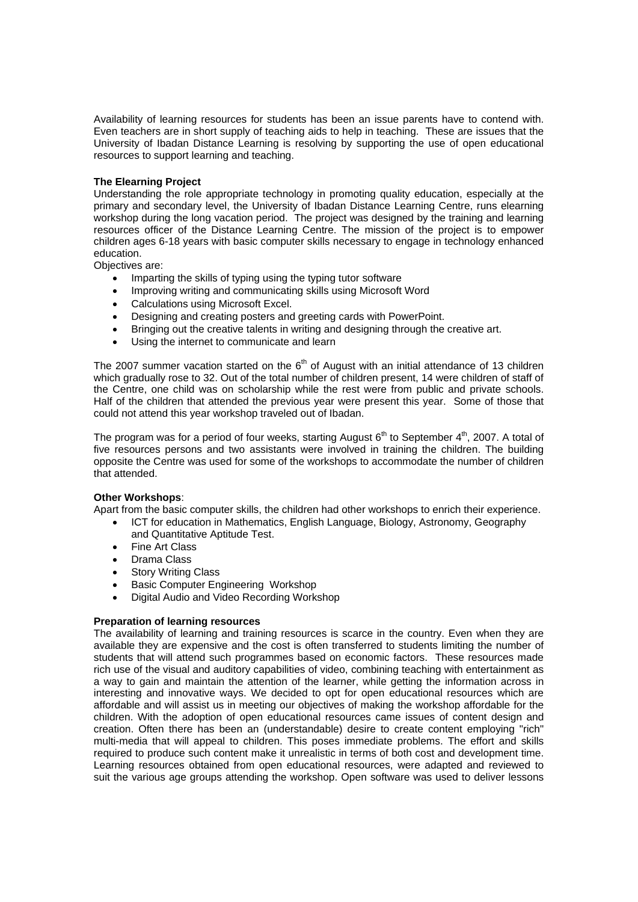Availability of learning resources for students has been an issue parents have to contend with. Even teachers are in short supply of teaching aids to help in teaching. These are issues that the University of Ibadan Distance Learning is resolving by supporting the use of open educational resources to support learning and teaching.

**The Elearning Project**

Understanding the role appropriate technology in promoting quality education, especially at the primary and secondary level, the University of Ibadan Distance Learning Centre, runs elearning workshop during the long vacation period. The project was designed by the training and learning resources officer of the Distance Learning Centre. The mission of the project is to empower children ages 6-18 years with basic computer skills necessary to engage in technology enhanced education.

Objectives are:

- Imparting the skills of typing using the typing tutor software
- Improving writing and communicating skills using Microsoft Word
- Calculations using Microsoft Excel.
- Designing and creating posters and greeting cards with PowerPoint.
- Bringing out the creative talents in writing and designing through the creative art.
- Using the internet to communicate and learn

The 2007 summer vacation started on the 6th of August with an initial attendance of 13 children which gradually rose to 32. Out of the total number of children present, 14 were children of staff of the Centre, one child was on scholarship while the rest were from public and private schools. Half of the children that attended the previous year were present this year. Some of those that could not attend this year workshop traveled out of Ibadan.

The program was for a period of four weeks, starting August 6th to September 4th, 2007. A total of five resources persons and two assistants were involved in training the children. The building opposite the Centre was used for some of the workshops to accommodate the number of children that attended.

**Other Workshops**:

Apart from the basic computer skills, the children had other workshops to enrich their experience.

- ICT for education in Mathematics, English Language, Biology, Astronomy, Geography and Quantitative Aptitude Test.
- Fine Art Class
- Drama Class
- Story Writing Class
- Basic Computer Engineering Workshop
- Digital Audio and Video Recording Workshop

**Preparation of learning resources**

The availability of learning and training resources is scarce in the country. Even when they are available they are expensive and the cost is often transferred to students limiting the number of students that will attend such programmes based on economic factors. These resources made rich use of the visual and auditory capabilities of video, combining teaching with entertainment as a way to gain and maintain the attention of the learner, while getting the information across in interesting and innovative ways. We decided to opt for open educational resources which are affordable and will assist us in meeting our objectives of making the workshop affordable for the children. With the adoption of open educational resources came issues of content design and creation. Often there has been an (understandable) desire to create content employing "rich" multi-media that will appeal to children. This poses immediate problems. The effort and skills required to produce such content make it unrealistic in terms of both cost and development time. Learning resources obtained from open educational resources, were adapted and reviewed to suit the various age groups attending the workshop. Open software was used to deliver lessons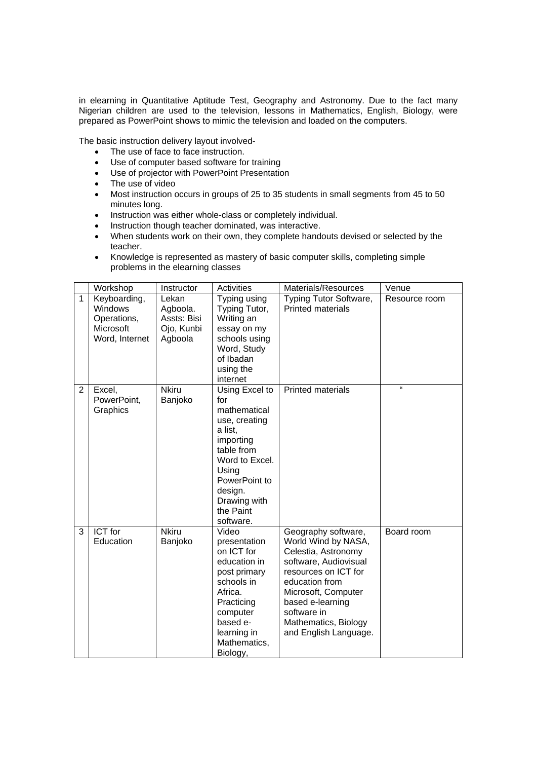in elearning in Quantitative Aptitude Test, Geography and Astronomy. Due to the fact many Nigerian children are used to the television, lessons in Mathematics, English, Biology, were prepared as PowerPoint shows to mimic the television and loaded on the computers.

The basic instruction delivery layout involved-

- The use of face to face instruction.
- Use of computer based software for training
- Use of projector with PowerPoint Presentation
- The use of video
- Most instruction occurs in groups of 25 to 35 students in small segments from 45 to 50 minutes long.
- Instruction was either whole-class or completely individual.
- Instruction though teacher dominated, was interactive.
- When students work on their own, they complete handouts devised or selected by the teacher.
- Knowledge is represented as mastery of basic computer skills, completing simple problems in the elearning classes

| | Workshop | Instructor | Activities | Materials/Resources | Venue |
|---|---|---|---|---|---|
| 1 | Keyboarding, Windows Operations, Microsoft Word, Internet | Lekan Agboola. Assts: Bisi Ojo, Kunbi Agboola | Typing using Typing Tutor, Writing an essay on my schools using Word, Study of Ibadan using the internet | Typing Tutor Software, Printed materials | Resource room |
| 2 | Excel, PowerPoint, Graphics | Nkiru Banjoko | Using Excel to for mathematical use, creating a list, importing table from Word to Excel. Using PowerPoint to design. Drawing with the Paint software. | Printed materials | " |
| 3 | ICT for Education | Nkiru Banjoko | Video presentation on ICT for education in post primary schools in Africa. Practicing computer based e-learning in Mathematics, Biology, | Geography software, World Wind by NASA, Celestia, Astronomy software, Audiovisual resources on ICT for education from Microsoft, Computer based e-learning software in Mathematics, Biology and English Language. | Board room |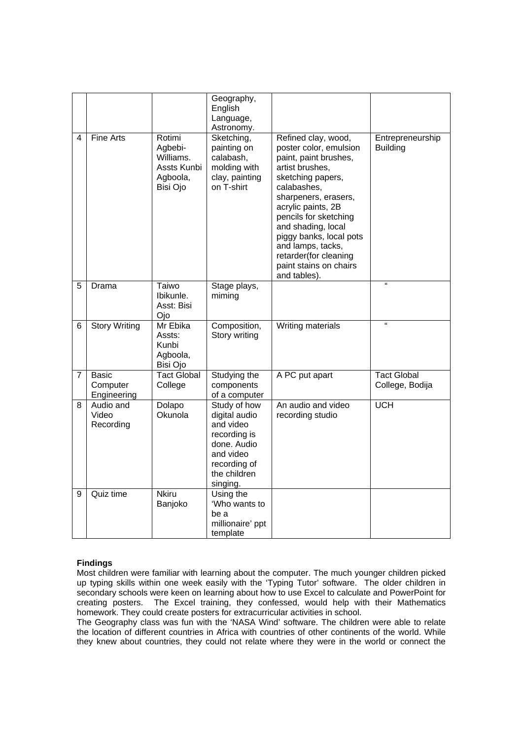| | | | | | |
|---|---|---|---|---|---|
| | | | Geography, English Language, Astronomy. | | |
| 4 | Fine Arts | Rotimi Agbebi-Williams. Assts Kunbi Agboola, Bisi Ojo | Sketching, painting on calabash, molding with clay, painting on T-shirt | Refined clay, wood, poster color, emulsion paint, paint brushes, artist brushes, sketching papers, calabashes, sharpeners, erasers, acrylic paints, 2B pencils for sketching and shading, local piggy banks, local pots and lamps, tacks, retarder(for cleaning paint stains on chairs and tables). | Entrepreneurship Building |
| 5 | Drama | Taiwo Ibikunle. Asst: Bisi Ojo | Stage plays, miming | | " |
| 6 | Story Writing | Mr Ebika Assts: Kunbi Agboola, Bisi Ojo | Composition, Story writing | Writing materials | " |
| 7 | Basic Computer Engineering | Tact Global College | Studying the components of a computer | A PC put apart | Tact Global College, Bodija |
| 8 | Audio and Video Recording | Dolapo Okunola | Study of how digital audio and video recording is done. Audio and video recording of the children singing. | An audio and video recording studio | UCH |
| 9 | Quiz time | Nkiru Banjoko | Using the 'Who wants to be a millionaire' ppt template | | |

**Findings**

Most children were familiar with learning about the computer. The much younger children picked up typing skills within one week easily with the 'Typing Tutor' software. The older children in secondary schools were keen on learning about how to use Excel to calculate and PowerPoint for creating posters. The Excel training, they confessed, would help with their Mathematics homework. They could create posters for extracurricular activities in school.

The Geography class was fun with the 'NASA Wind' software. The children were able to relate the location of different countries in Africa with countries of other continents of the world. While they knew about countries, they could not relate where they were in the world or connect the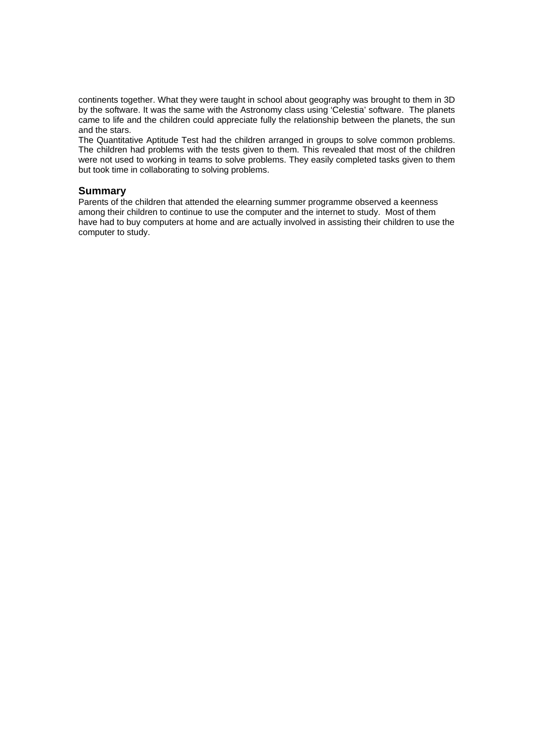continents together. What they were taught in school about geography was brought to them in 3D by the software. It was the same with the Astronomy class using 'Celestia' software. The planets came to life and the children could appreciate fully the relationship between the planets, the sun and the stars.

The Quantitative Aptitude Test had the children arranged in groups to solve common problems. The children had problems with the tests given to them. This revealed that most of the children were not used to working in teams to solve problems. They easily completed tasks given to them but took time in collaborating to solving problems.

## Summary

Parents of the children that attended the elearning summer programme observed a keenness among their children to continue to use the computer and the internet to study. Most of them have had to buy computers at home and are actually involved in assisting their children to use the computer to study.